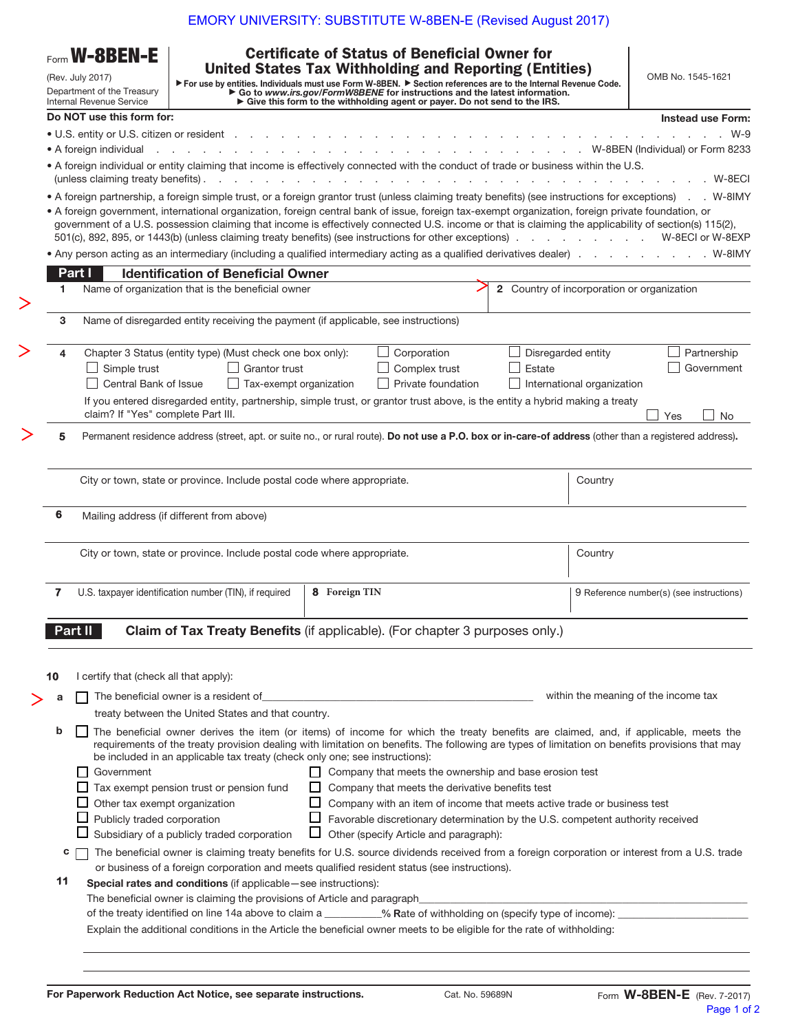EMORY UNIVERSITY: SUBSTITUTE W-8BEN-E (Revised August 2017)

Form **W-8BEN-E**

(Rev. July 2017)

Department of the Treasury
Internal Revenue Service

# Certificate of Status of Beneficial Owner for United States Tax Withholding and Reporting (Entities)

▶ For use by entities. Individuals must use Form W-8BEN. ▶ Section references are to the Internal Revenue Code.
▶ Go to *www.irs.gov/FormW8BENE* for instructions and the latest information.
▶ Give this form to the withholding agent or payer. Do not send to the IRS.

OMB No. 1545-1621

| **Do NOT use this form for:** | **Instead use Form:** |
|---|---|
| • U.S. entity or U.S. citizen or resident | W-9 |
| • A foreign individual | W-8BEN (Individual) or Form 8233 |
| • A foreign individual or entity claiming that income is effectively connected with the conduct of trade or business within the U.S. (unless claiming treaty benefits) | W-8ECI |
| • A foreign partnership, a foreign simple trust, or a foreign grantor trust (unless claiming treaty benefits) (see instructions for exceptions) | W-8IMY |
| • A foreign government, international organization, foreign central bank of issue, foreign tax-exempt organization, foreign private foundation, or government of a U.S. possession claiming that income is effectively connected U.S. income or that is claiming the applicability of section(s) 115(2), 501(c), 892, 895, or 1443(b) (unless claiming treaty benefits) (see instructions for other exceptions) | W-8ECI or W-8EXP |
| • Any person acting as an intermediary (including a qualified intermediary acting as a qualified derivatives dealer) | W-8IMY |

## Part I Identification of Beneficial Owner

**1** Name of organization that is the beneficial owner

**2** Country of incorporation or organization

**3** Name of disregarded entity receiving the payment (if applicable, see instructions)

**4** Chapter 3 Status (entity type) (Must check one box only):

- ☐ Corporation
- ☐ Disregarded entity
- ☐ Partnership
- ☐ Simple trust
- ☐ Grantor trust
- ☐ Complex trust
- ☐ Estate
- ☐ Government
- ☐ Central Bank of Issue
- ☐ Tax-exempt organization
- ☐ Private foundation
- ☐ International organization

If you entered disregarded entity, partnership, simple trust, or grantor trust above, is the entity a hybrid making a treaty claim? If "Yes" complete Part III. ☐ Yes ☐ No

**5** Permanent residence address (street, apt. or suite no., or rural route). **Do not use a P.O. box or in-care-of address** (other than a registered address).

City or town, state or province. Include postal code where appropriate. | Country

**6** Mailing address (if different from above)

City or town, state or province. Include postal code where appropriate. | Country

**7** U.S. taxpayer identification number (TIN), if required | **8 Foreign TIN** | **9** Reference number(s) (see instructions)

## Part II Claim of Tax Treaty Benefits (if applicable). (For chapter 3 purposes only.)

**10** I certify that (check all that apply):

**a** ☐ The beneficial owner is a resident of ______________________ within the meaning of the income tax treaty between the United States and that country.

**b** ☐ The beneficial owner derives the item (or items) of income for which the treaty benefits are claimed, and, if applicable, meets the requirements of the treaty provision dealing with limitation on benefits. The following are types of limitation on benefits provisions that may be included in an applicable tax treaty (check only one; see instructions):

- ☐ Government
- ☐ Tax exempt pension trust or pension fund
- ☐ Other tax exempt organization
- ☐ Publicly traded corporation
- ☐ Subsidiary of a publicly traded corporation
- ☐ Company that meets the ownership and base erosion test
- ☐ Company that meets the derivative benefits test
- ☐ Company with an item of income that meets active trade or business test
- ☐ Favorable discretionary determination by the U.S. competent authority received
- ☐ Other (specify Article and paragraph):

**c** ☐ The beneficial owner is claiming treaty benefits for U.S. source dividends received from a foreign corporation or interest from a U.S. trade or business of a foreign corporation and meets qualified resident status (see instructions).

**11** **Special rates and conditions** (if applicable—see instructions):

The beneficial owner is claiming the provisions of Article and paragraph______________________
of the treaty identified on line 14a above to claim a __________% Rate of withholding on (specify type of income): ______________
Explain the additional conditions in the Article the beneficial owner meets to be eligible for the rate of withholding:

______________________________________________

______________________________________________

**For Paperwork Reduction Act Notice, see separate instructions.** Cat. No. 59689N Form **W-8BEN-E** (Rev. 7-2017)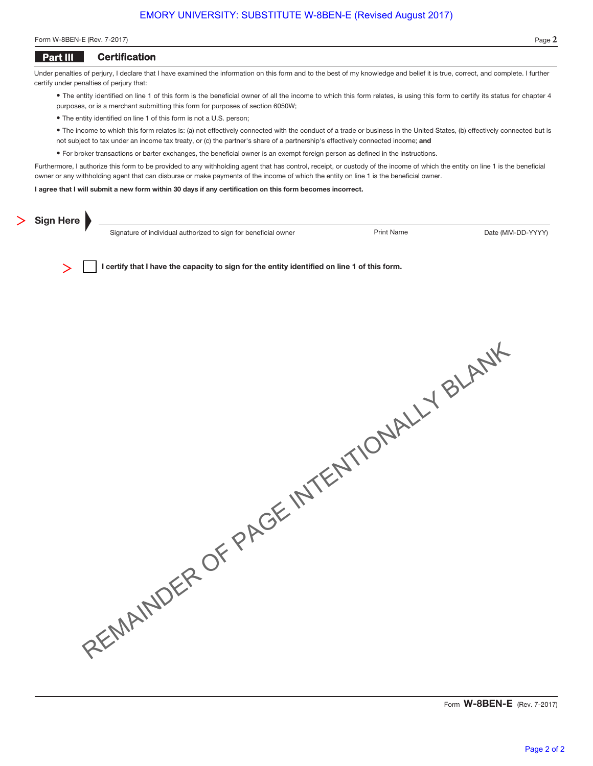## Part III Certification

Under penalties of perjury, I declare that I have examined the information on this form and to the best of my knowledge and belief it is true, correct, and complete. I further certify under penalties of perjury that:

- The entity identified on line 1 of this form is the beneficial owner of all the income to which this form relates, is using this form to certify its status for chapter 4 purposes, or is a merchant submitting this form for purposes of section 6050W;
- The entity identified on line 1 of this form is not a U.S. person;
- The income to which this form relates is: (a) not effectively connected with the conduct of a trade or business in the United States, (b) effectively connected but is not subject to tax under an income tax treaty, or (c) the partner's share of a partnership's effectively connected income; **and**
- For broker transactions or barter exchanges, the beneficial owner is an exempt foreign person as defined in the instructions.

Furthermore, I authorize this form to be provided to any withholding agent that has control, receipt, or custody of the income of which the entity on line 1 is the beneficial owner or any withholding agent that can disburse or make payments of the income of which the entity on line 1 is the beneficial owner.

**I agree that I will submit a new form within 30 days if any certification on this form becomes incorrect.**

**Sign Here**

Signature of individual authorized to sign for beneficial owner | Print Name | Date (MM-DD-YYYY)

☐ **I certify that I have the capacity to sign for the entity identified on line 1 of this form.**

REMAINDER OF PAGE INTENTIONALLY BLANK